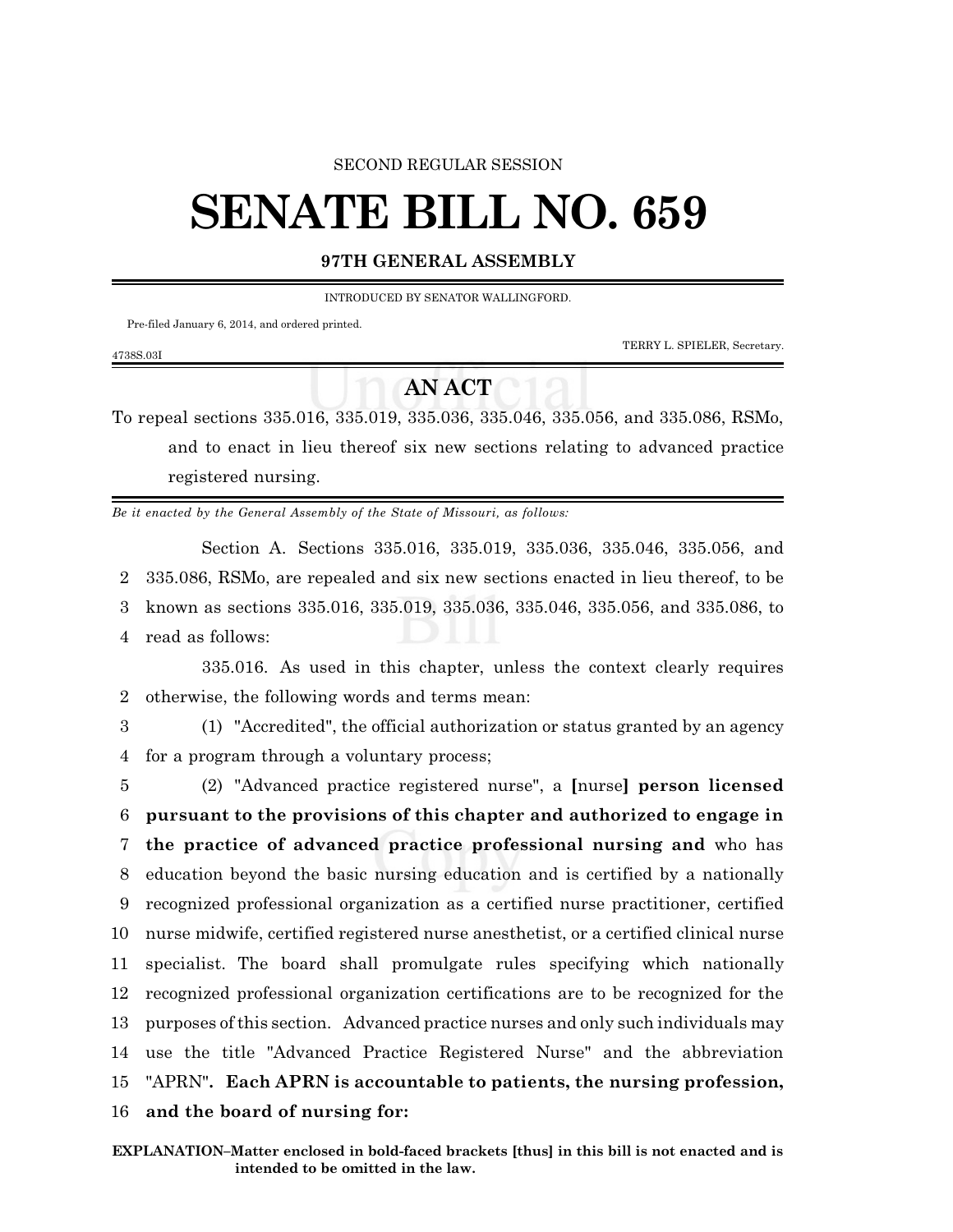SECOND REGULAR SESSION

# SENATE BILL NO. 659

**97TH GENERAL ASSEMBLY**

INTRODUCED BY SENATOR WALLINGFORD.

Pre-filed January 6, 2014, and ordered printed.

TERRY L. SPIELER, Secretary.

4738S.03I

## AN ACT

To repeal sections 335.016, 335.019, 335.036, 335.046, 335.056, and 335.086, RSMo, and to enact in lieu thereof six new sections relating to advanced practice registered nursing.

*Be it enacted by the General Assembly of the State of Missouri, as follows:*

Section A. Sections 335.016, 335.019, 335.036, 335.046, 335.056, and 335.086, RSMo, are repealed and six new sections enacted in lieu thereof, to be known as sections 335.016, 335.019, 335.036, 335.046, 335.056, and 335.086, to read as follows:

335.016. As used in this chapter, unless the context clearly requires otherwise, the following words and terms mean:

(1) "Accredited", the official authorization or status granted by an agency for a program through a voluntary process;

(2) "Advanced practice registered nurse", a **[**nurse**]** **person licensed pursuant to the provisions of this chapter and authorized to engage in the practice of advanced practice professional nursing and** who has education beyond the basic nursing education and is certified by a nationally recognized professional organization as a certified nurse practitioner, certified nurse midwife, certified registered nurse anesthetist, or a certified clinical nurse specialist. The board shall promulgate rules specifying which nationally recognized professional organization certifications are to be recognized for the purposes of this section. Advanced practice nurses and only such individuals may use the title "Advanced Practice Registered Nurse" and the abbreviation "APRN"**. Each APRN is accountable to patients, the nursing profession, and the board of nursing for:**

**EXPLANATION–Matter enclosed in bold-faced brackets [thus] in this bill is not enacted and is intended to be omitted in the law.**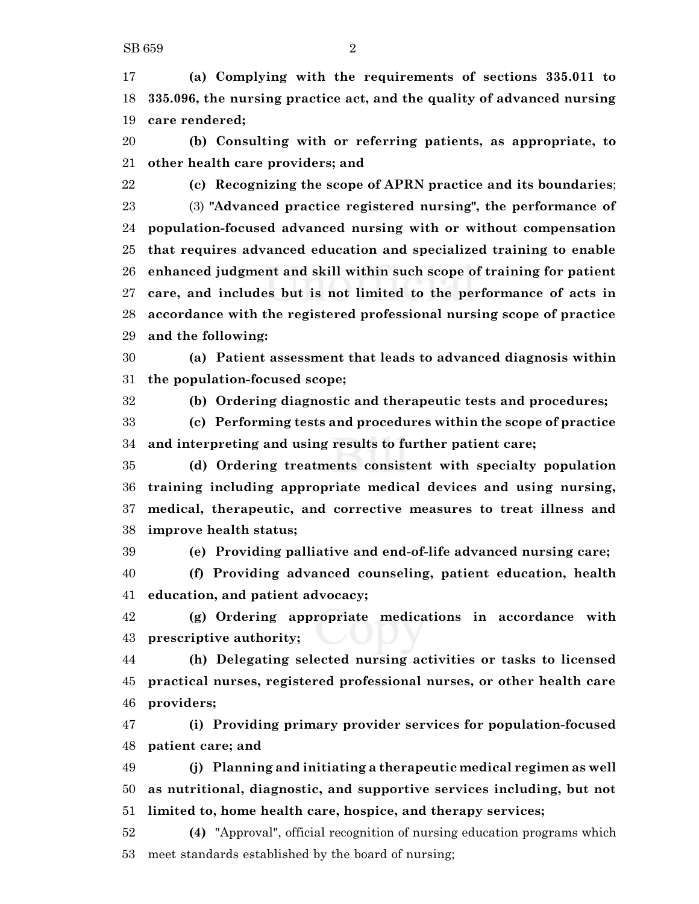17 **(a) Complying with the requirements of sections 335.011 to**
18 **335.096, the nursing practice act, and the quality of advanced nursing**
19 **care rendered;**

20 **(b) Consulting with or referring patients, as appropriate, to**
21 **other health care providers; and**

22 **(c) Recognizing the scope of APRN practice and its boundaries**;

23 (3) **"Advanced practice registered nursing", the performance of**
24 **population-focused advanced nursing with or without compensation**
25 **that requires advanced education and specialized training to enable**
26 **enhanced judgment and skill within such scope of training for patient**
27 **care, and includes but is not limited to the performance of acts in**
28 **accordance with the registered professional nursing scope of practice**
29 **and the following:**

30 **(a) Patient assessment that leads to advanced diagnosis within**
31 **the population-focused scope;**

32 **(b) Ordering diagnostic and therapeutic tests and procedures;**

33 **(c) Performing tests and procedures within the scope of practice**
34 **and interpreting and using results to further patient care;**

35 **(d) Ordering treatments consistent with specialty population**
36 **training including appropriate medical devices and using nursing,**
37 **medical, therapeutic, and corrective measures to treat illness and**
38 **improve health status;**

39 **(e) Providing palliative and end-of-life advanced nursing care;**

40 **(f) Providing advanced counseling, patient education, health**
41 **education, and patient advocacy;**

42 **(g) Ordering appropriate medications in accordance with**
43 **prescriptive authority;**

44 **(h) Delegating selected nursing activities or tasks to licensed**
45 **practical nurses, registered professional nurses, or other health care**
46 **providers;**

47 **(i) Providing primary provider services for population-focused**
48 **patient care; and**

49 **(j) Planning and initiating a therapeutic medical regimen as well**
50 **as nutritional, diagnostic, and supportive services including, but not**
51 **limited to, home health care, hospice, and therapy services;**

52 **(4)** "Approval", official recognition of nursing education programs which
53 meet standards established by the board of nursing;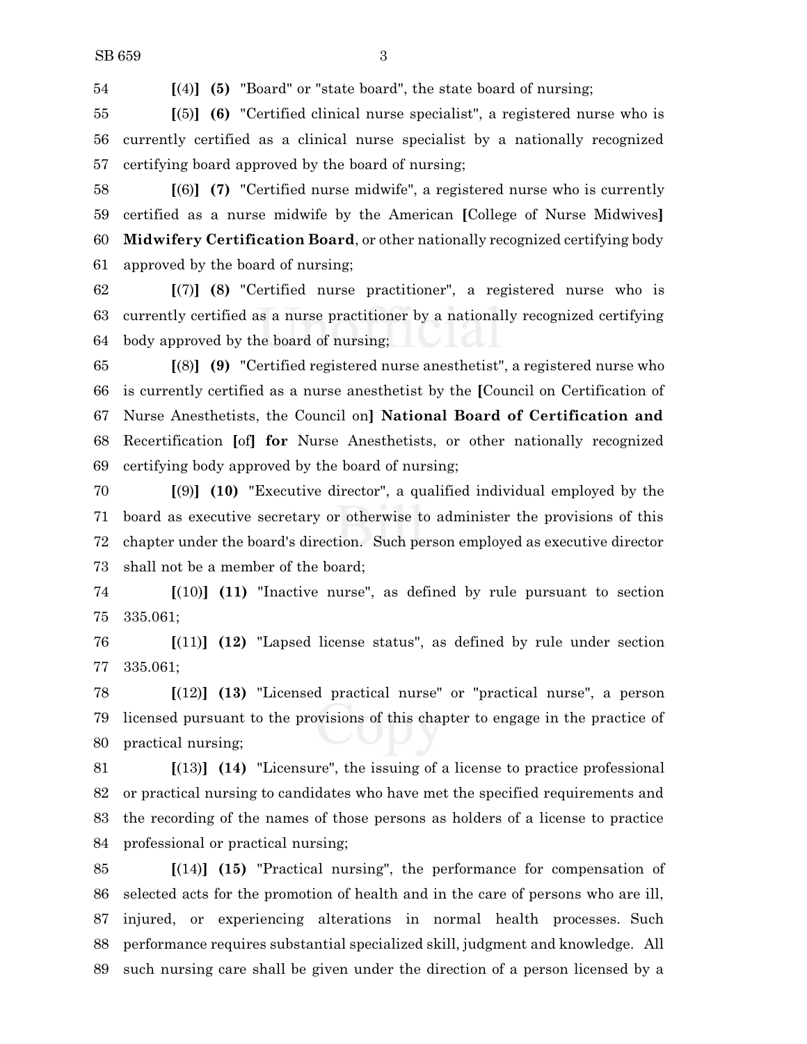**[**(4)**] (5)** "Board" or "state board", the state board of nursing;

**[**(5)**] (6)** "Certified clinical nurse specialist", a registered nurse who is currently certified as a clinical nurse specialist by a nationally recognized certifying board approved by the board of nursing;

**[**(6)**] (7)** "Certified nurse midwife", a registered nurse who is currently certified as a nurse midwife by the American **[**College of Nurse Midwives**] Midwifery Certification Board**, or other nationally recognized certifying body approved by the board of nursing;

**[**(7)**] (8)** "Certified nurse practitioner", a registered nurse who is currently certified as a nurse practitioner by a nationally recognized certifying body approved by the board of nursing;

**[**(8)**] (9)** "Certified registered nurse anesthetist", a registered nurse who is currently certified as a nurse anesthetist by the **[**Council on Certification of Nurse Anesthetists, the Council on**] National Board of Certification and** Recertification **[**of**] for** Nurse Anesthetists, or other nationally recognized certifying body approved by the board of nursing;

**[**(9)**] (10)** "Executive director", a qualified individual employed by the board as executive secretary or otherwise to administer the provisions of this chapter under the board's direction. Such person employed as executive director shall not be a member of the board;

**[**(10)**] (11)** "Inactive nurse", as defined by rule pursuant to section 335.061;

**[**(11)**] (12)** "Lapsed license status", as defined by rule under section 335.061;

**[**(12)**] (13)** "Licensed practical nurse" or "practical nurse", a person licensed pursuant to the provisions of this chapter to engage in the practice of practical nursing;

**[**(13)**] (14)** "Licensure", the issuing of a license to practice professional or practical nursing to candidates who have met the specified requirements and the recording of the names of those persons as holders of a license to practice professional or practical nursing;

**[**(14)**] (15)** "Practical nursing", the performance for compensation of selected acts for the promotion of health and in the care of persons who are ill, injured, or experiencing alterations in normal health processes. Such performance requires substantial specialized skill, judgment and knowledge. All such nursing care shall be given under the direction of a person licensed by a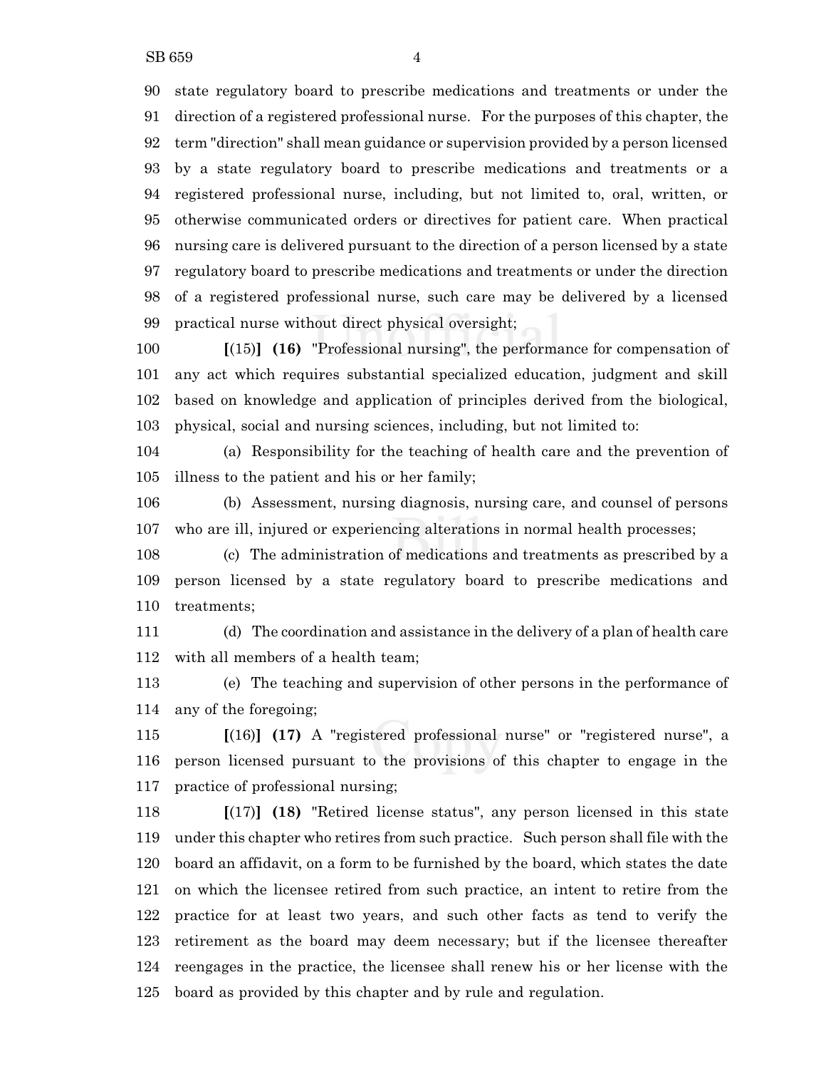state regulatory board to prescribe medications and treatments or under the direction of a registered professional nurse. For the purposes of this chapter, the term "direction" shall mean guidance or supervision provided by a person licensed by a state regulatory board to prescribe medications and treatments or a registered professional nurse, including, but not limited to, oral, written, or otherwise communicated orders or directives for patient care. When practical nursing care is delivered pursuant to the direction of a person licensed by a state regulatory board to prescribe medications and treatments or under the direction of a registered professional nurse, such care may be delivered by a licensed practical nurse without direct physical oversight;

**[**(15)**]** **(16)** "Professional nursing", the performance for compensation of any act which requires substantial specialized education, judgment and skill based on knowledge and application of principles derived from the biological, physical, social and nursing sciences, including, but not limited to:

(a) Responsibility for the teaching of health care and the prevention of illness to the patient and his or her family;

(b) Assessment, nursing diagnosis, nursing care, and counsel of persons who are ill, injured or experiencing alterations in normal health processes;

(c) The administration of medications and treatments as prescribed by a person licensed by a state regulatory board to prescribe medications and treatments;

(d) The coordination and assistance in the delivery of a plan of health care with all members of a health team;

(e) The teaching and supervision of other persons in the performance of any of the foregoing;

**[**(16)**]** **(17)** A "registered professional nurse" or "registered nurse", a person licensed pursuant to the provisions of this chapter to engage in the practice of professional nursing;

**[**(17)**]** **(18)** "Retired license status", any person licensed in this state under this chapter who retires from such practice. Such person shall file with the board an affidavit, on a form to be furnished by the board, which states the date on which the licensee retired from such practice, an intent to retire from the practice for at least two years, and such other facts as tend to verify the retirement as the board may deem necessary; but if the licensee thereafter reengages in the practice, the licensee shall renew his or her license with the board as provided by this chapter and by rule and regulation.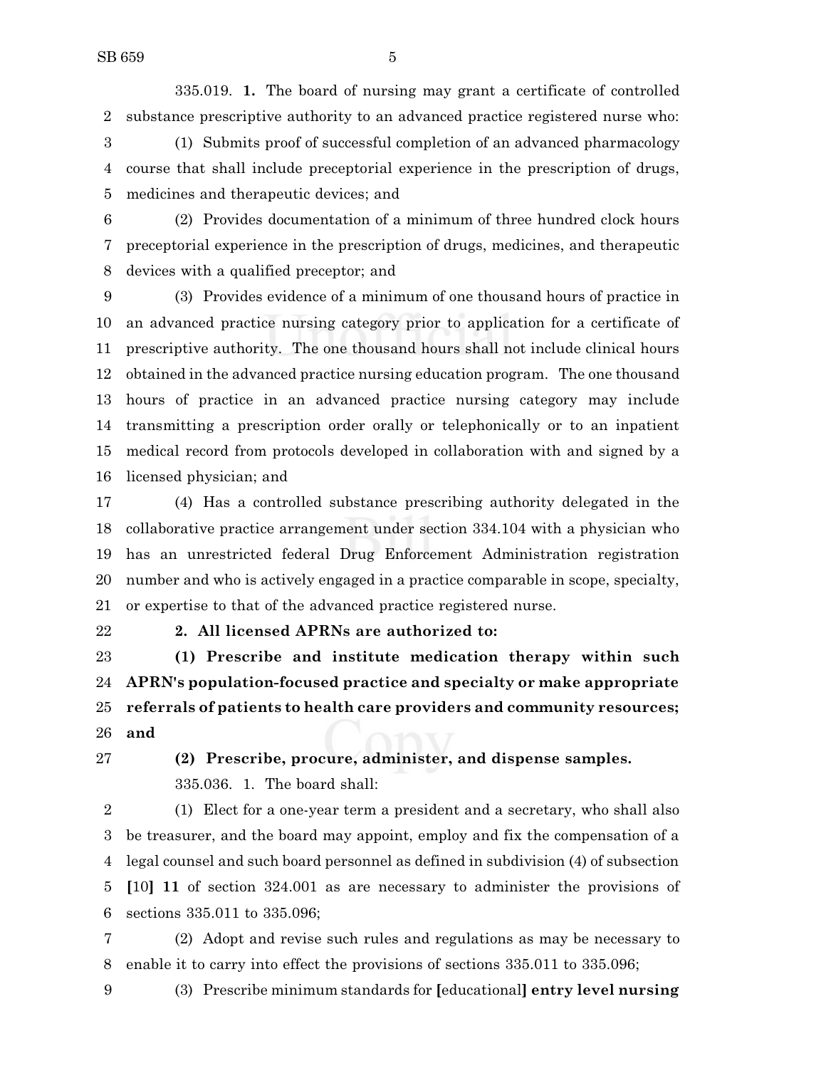335.019. **1.** The board of nursing may grant a certificate of controlled substance prescriptive authority to an advanced practice registered nurse who:

(1) Submits proof of successful completion of an advanced pharmacology course that shall include preceptorial experience in the prescription of drugs, medicines and therapeutic devices; and

(2) Provides documentation of a minimum of three hundred clock hours preceptorial experience in the prescription of drugs, medicines, and therapeutic devices with a qualified preceptor; and

(3) Provides evidence of a minimum of one thousand hours of practice in an advanced practice nursing category prior to application for a certificate of prescriptive authority. The one thousand hours shall not include clinical hours obtained in the advanced practice nursing education program. The one thousand hours of practice in an advanced practice nursing category may include transmitting a prescription order orally or telephonically or to an inpatient medical record from protocols developed in collaboration with and signed by a licensed physician; and

(4) Has a controlled substance prescribing authority delegated in the collaborative practice arrangement under section 334.104 with a physician who has an unrestricted federal Drug Enforcement Administration registration number and who is actively engaged in a practice comparable in scope, specialty, or expertise to that of the advanced practice registered nurse.

**2. All licensed APRNs are authorized to:**

**(1) Prescribe and institute medication therapy within such APRN's population-focused practice and specialty or make appropriate referrals of patients to health care providers and community resources; and**

**(2) Prescribe, procure, administer, and dispense samples.**

335.036. 1. The board shall:

(1) Elect for a one-year term a president and a secretary, who shall also be treasurer, and the board may appoint, employ and fix the compensation of a legal counsel and such board personnel as defined in subdivision (4) of subsection **[**10**] 11** of section 324.001 as are necessary to administer the provisions of sections 335.011 to 335.096;

(2) Adopt and revise such rules and regulations as may be necessary to enable it to carry into effect the provisions of sections 335.011 to 335.096;

(3) Prescribe minimum standards for **[**educational**] entry level nursing**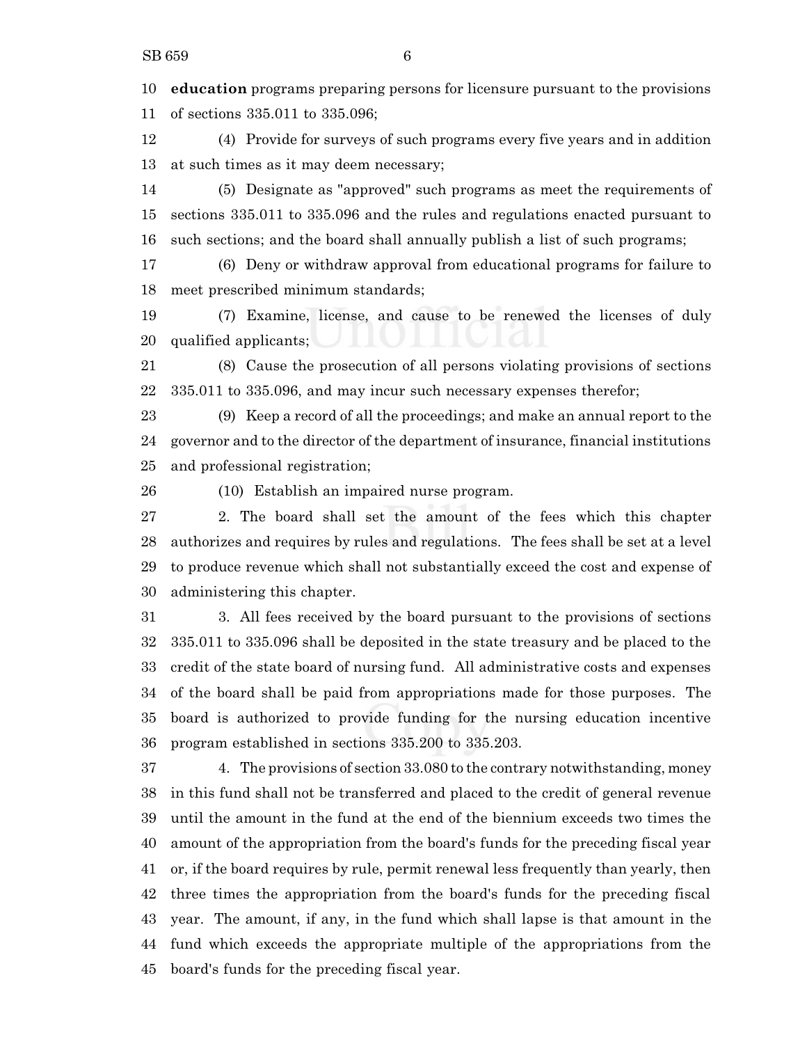**education** programs preparing persons for licensure pursuant to the provisions of sections 335.011 to 335.096;

(4) Provide for surveys of such programs every five years and in addition at such times as it may deem necessary;

(5) Designate as "approved" such programs as meet the requirements of sections 335.011 to 335.096 and the rules and regulations enacted pursuant to such sections; and the board shall annually publish a list of such programs;

(6) Deny or withdraw approval from educational programs for failure to meet prescribed minimum standards;

(7) Examine, license, and cause to be renewed the licenses of duly qualified applicants;

(8) Cause the prosecution of all persons violating provisions of sections 335.011 to 335.096, and may incur such necessary expenses therefor;

(9) Keep a record of all the proceedings; and make an annual report to the governor and to the director of the department of insurance, financial institutions and professional registration;

(10) Establish an impaired nurse program.

2. The board shall set the amount of the fees which this chapter authorizes and requires by rules and regulations. The fees shall be set at a level to produce revenue which shall not substantially exceed the cost and expense of administering this chapter.

3. All fees received by the board pursuant to the provisions of sections 335.011 to 335.096 shall be deposited in the state treasury and be placed to the credit of the state board of nursing fund. All administrative costs and expenses of the board shall be paid from appropriations made for those purposes. The board is authorized to provide funding for the nursing education incentive program established in sections 335.200 to 335.203.

4. The provisions of section 33.080 to the contrary notwithstanding, money in this fund shall not be transferred and placed to the credit of general revenue until the amount in the fund at the end of the biennium exceeds two times the amount of the appropriation from the board's funds for the preceding fiscal year or, if the board requires by rule, permit renewal less frequently than yearly, then three times the appropriation from the board's funds for the preceding fiscal year. The amount, if any, in the fund which shall lapse is that amount in the fund which exceeds the appropriate multiple of the appropriations from the board's funds for the preceding fiscal year.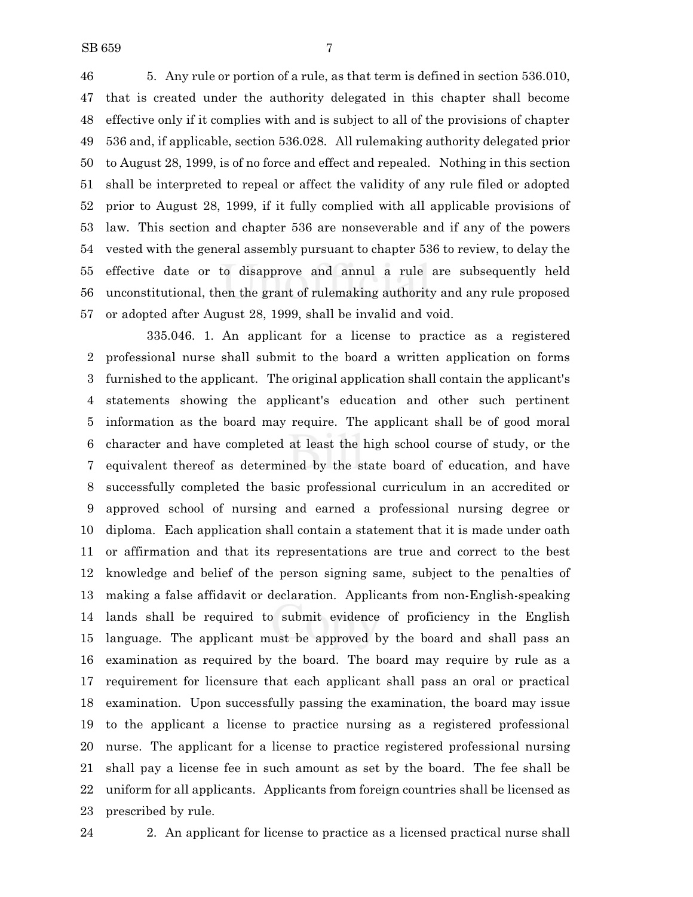5. Any rule or portion of a rule, as that term is defined in section 536.010, that is created under the authority delegated in this chapter shall become effective only if it complies with and is subject to all of the provisions of chapter 536 and, if applicable, section 536.028. All rulemaking authority delegated prior to August 28, 1999, is of no force and effect and repealed. Nothing in this section shall be interpreted to repeal or affect the validity of any rule filed or adopted prior to August 28, 1999, if it fully complied with all applicable provisions of law. This section and chapter 536 are nonseverable and if any of the powers vested with the general assembly pursuant to chapter 536 to review, to delay the effective date or to disapprove and annul a rule are subsequently held unconstitutional, then the grant of rulemaking authority and any rule proposed or adopted after August 28, 1999, shall be invalid and void.

335.046. 1. An applicant for a license to practice as a registered professional nurse shall submit to the board a written application on forms furnished to the applicant. The original application shall contain the applicant's statements showing the applicant's education and other such pertinent information as the board may require. The applicant shall be of good moral character and have completed at least the high school course of study, or the equivalent thereof as determined by the state board of education, and have successfully completed the basic professional curriculum in an accredited or approved school of nursing and earned a professional nursing degree or diploma. Each application shall contain a statement that it is made under oath or affirmation and that its representations are true and correct to the best knowledge and belief of the person signing same, subject to the penalties of making a false affidavit or declaration. Applicants from non-English-speaking lands shall be required to submit evidence of proficiency in the English language. The applicant must be approved by the board and shall pass an examination as required by the board. The board may require by rule as a requirement for licensure that each applicant shall pass an oral or practical examination. Upon successfully passing the examination, the board may issue to the applicant a license to practice nursing as a registered professional nurse. The applicant for a license to practice registered professional nursing shall pay a license fee in such amount as set by the board. The fee shall be uniform for all applicants. Applicants from foreign countries shall be licensed as prescribed by rule.

2. An applicant for license to practice as a licensed practical nurse shall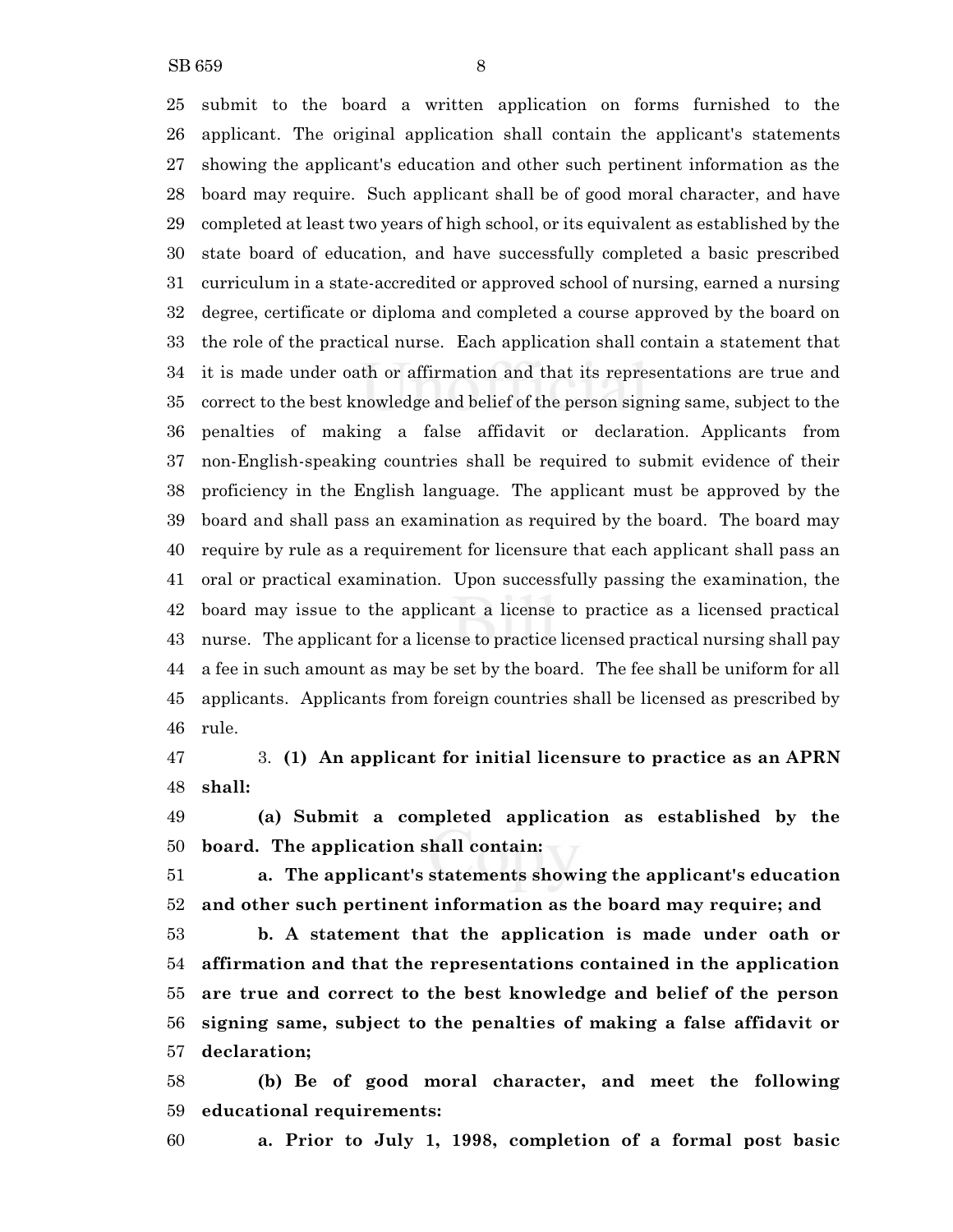submit to the board a written application on forms furnished to the applicant. The original application shall contain the applicant's statements showing the applicant's education and other such pertinent information as the board may require. Such applicant shall be of good moral character, and have completed at least two years of high school, or its equivalent as established by the state board of education, and have successfully completed a basic prescribed curriculum in a state-accredited or approved school of nursing, earned a nursing degree, certificate or diploma and completed a course approved by the board on the role of the practical nurse. Each application shall contain a statement that it is made under oath or affirmation and that its representations are true and correct to the best knowledge and belief of the person signing same, subject to the penalties of making a false affidavit or declaration. Applicants from non-English-speaking countries shall be required to submit evidence of their proficiency in the English language. The applicant must be approved by the board and shall pass an examination as required by the board. The board may require by rule as a requirement for licensure that each applicant shall pass an oral or practical examination. Upon successfully passing the examination, the board may issue to the applicant a license to practice as a licensed practical nurse. The applicant for a license to practice licensed practical nursing shall pay a fee in such amount as may be set by the board. The fee shall be uniform for all applicants. Applicants from foreign countries shall be licensed as prescribed by rule.

3. **(1) An applicant for initial licensure to practice as an APRN shall:**

**(a) Submit a completed application as established by the board. The application shall contain:**

**a. The applicant's statements showing the applicant's education and other such pertinent information as the board may require; and**

**b. A statement that the application is made under oath or affirmation and that the representations contained in the application are true and correct to the best knowledge and belief of the person signing same, subject to the penalties of making a false affidavit or declaration;**

**(b) Be of good moral character, and meet the following educational requirements:**

**a. Prior to July 1, 1998, completion of a formal post basic**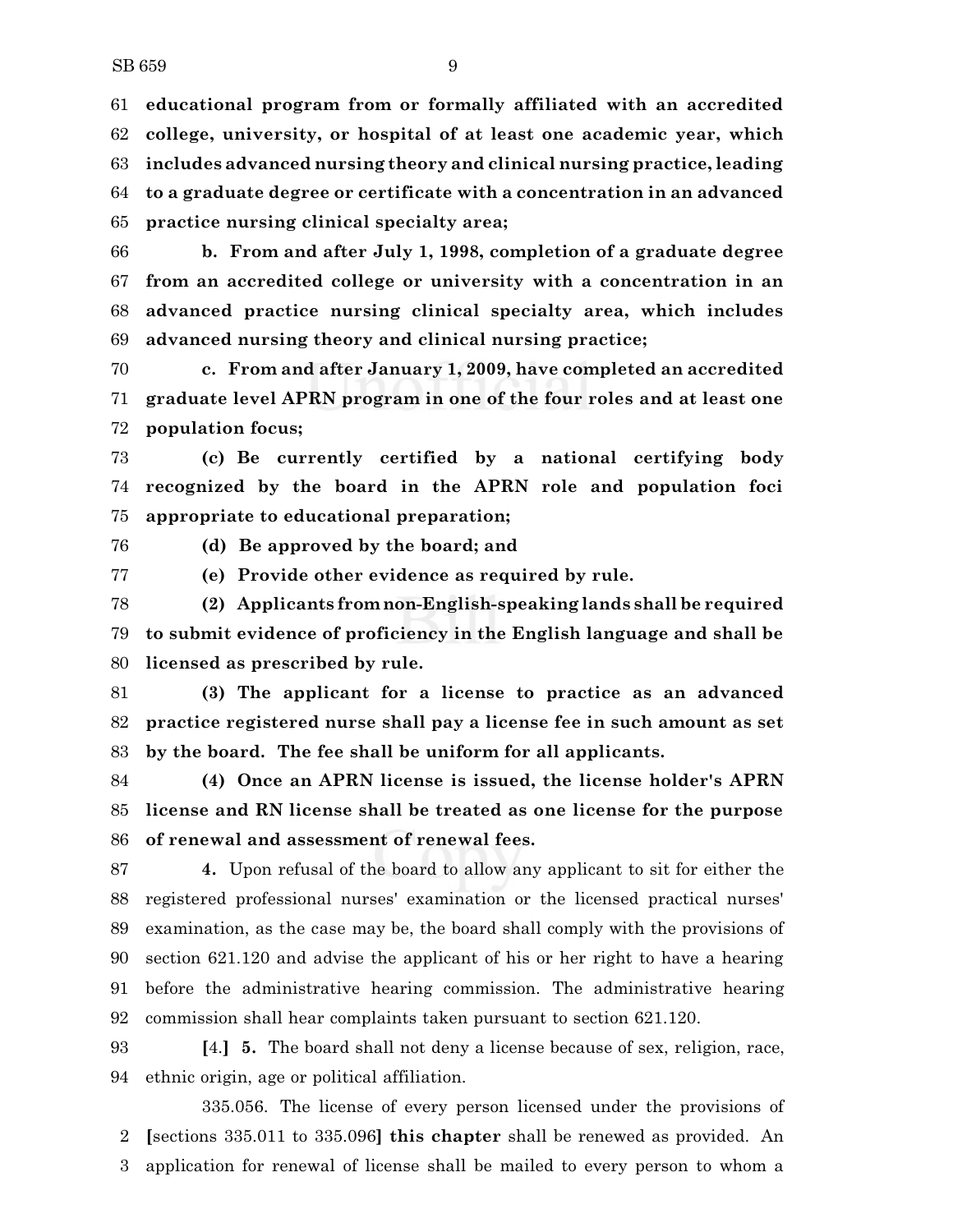**educational program from or formally affiliated with an accredited college, university, or hospital of at least one academic year, which includes advanced nursing theory and clinical nursing practice, leading to a graduate degree or certificate with a concentration in an advanced practice nursing clinical specialty area;**

**b. From and after July 1, 1998, completion of a graduate degree from an accredited college or university with a concentration in an advanced practice nursing clinical specialty area, which includes advanced nursing theory and clinical nursing practice;**

**c. From and after January 1, 2009, have completed an accredited graduate level APRN program in one of the four roles and at least one population focus;**

**(c) Be currently certified by a national certifying body recognized by the board in the APRN role and population foci appropriate to educational preparation;**

**(d) Be approved by the board; and**

**(e) Provide other evidence as required by rule.**

**(2) Applicants from non-English-speaking lands shall be required to submit evidence of proficiency in the English language and shall be licensed as prescribed by rule.**

**(3) The applicant for a license to practice as an advanced practice registered nurse shall pay a license fee in such amount as set by the board. The fee shall be uniform for all applicants.**

**(4) Once an APRN license is issued, the license holder's APRN license and RN license shall be treated as one license for the purpose of renewal and assessment of renewal fees.**

**4.** Upon refusal of the board to allow any applicant to sit for either the registered professional nurses' examination or the licensed practical nurses' examination, as the case may be, the board shall comply with the provisions of section 621.120 and advise the applicant of his or her right to have a hearing before the administrative hearing commission. The administrative hearing commission shall hear complaints taken pursuant to section 621.120.

**[**4.**] 5.** The board shall not deny a license because of sex, religion, race, ethnic origin, age or political affiliation.

335.056. The license of every person licensed under the provisions of **[**sections 335.011 to 335.096**] this chapter** shall be renewed as provided. An application for renewal of license shall be mailed to every person to whom a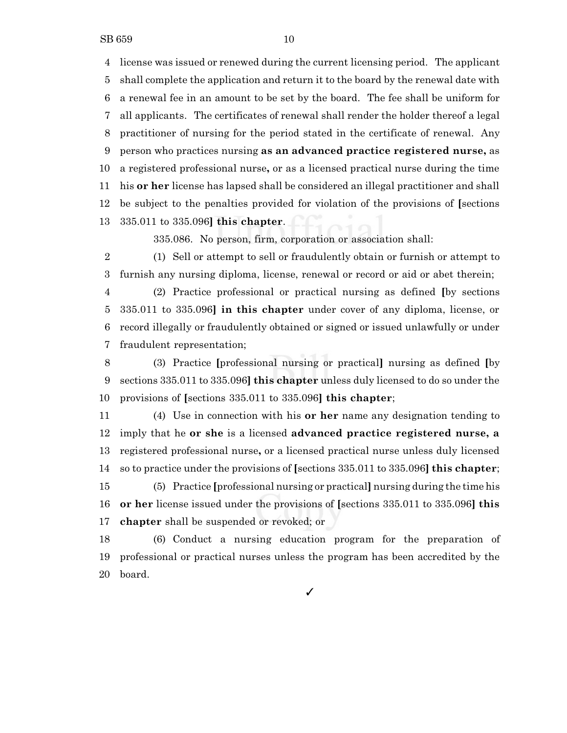license was issued or renewed during the current licensing period. The applicant shall complete the application and return it to the board by the renewal date with a renewal fee in an amount to be set by the board. The fee shall be uniform for all applicants. The certificates of renewal shall render the holder thereof a legal practitioner of nursing for the period stated in the certificate of renewal. Any person who practices nursing **as an advanced practice registered nurse,** as a registered professional nurse**,** or as a licensed practical nurse during the time his **or her** license has lapsed shall be considered an illegal practitioner and shall be subject to the penalties provided for violation of the provisions of **[**sections 335.011 to 335.096**] this chapter**.

335.086. No person, firm, corporation or association shall:

(1) Sell or attempt to sell or fraudulently obtain or furnish or attempt to furnish any nursing diploma, license, renewal or record or aid or abet therein;

(2) Practice professional or practical nursing as defined **[**by sections 335.011 to 335.096**] in this chapter** under cover of any diploma, license, or record illegally or fraudulently obtained or signed or issued unlawfully or under fraudulent representation;

(3) Practice **[**professional nursing or practical**]** nursing as defined **[**by sections 335.011 to 335.096**] this chapter** unless duly licensed to do so under the provisions of **[**sections 335.011 to 335.096**] this chapter**;

(4) Use in connection with his **or her** name any designation tending to imply that he **or she** is a licensed **advanced practice registered nurse, a** registered professional nurse**,** or a licensed practical nurse unless duly licensed so to practice under the provisions of **[**sections 335.011 to 335.096**] this chapter**;

(5) Practice **[**professional nursing or practical**]** nursing during the time his **or her** license issued under the provisions of **[**sections 335.011 to 335.096**] this chapter** shall be suspended or revoked; or

(6) Conduct a nursing education program for the preparation of professional or practical nurses unless the program has been accredited by the board.

✓